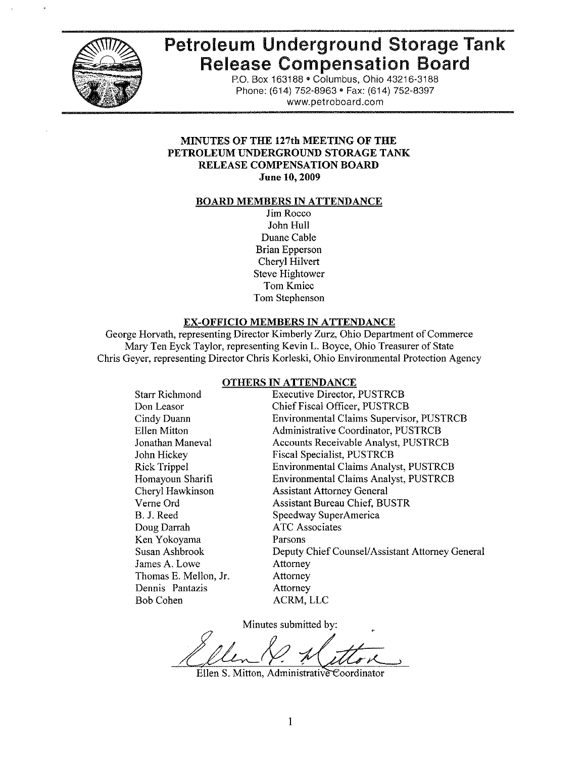# Petroleum Underground Storage Tank Release Compensation Board

P.O. Box 163188 • Columbus, Ohio 43216-3188
Phone: (614) 752-8963 • Fax: (614) 752-8397
www.petroboard.com

## MINUTES OF THE 127th MEETING OF THE PETROLEUM UNDERGROUND STORAGE TANK RELEASE COMPENSATION BOARD

**June 10, 2009**

### BOARD MEMBERS IN ATTENDANCE

Jim Rocco
John Hull
Duane Cable
Brian Epperson
Cheryl Hilvert
Steve Hightower
Tom Kmiec
Tom Stephenson

### EX-OFFICIO MEMBERS IN ATTENDANCE

George Horvath, representing Director Kimberly Zurz, Ohio Department of Commerce
Mary Ten Eyck Taylor, representing Kevin L. Boyce, Ohio Treasurer of State
Chris Geyer, representing Director Chris Korleski, Ohio Environmental Protection Agency

### OTHERS IN ATTENDANCE

| | |
|---|---|
| Starr Richmond | Executive Director, PUSTRCB |
| Don Leasor | Chief Fiscal Officer, PUSTRCB |
| Cindy Duann | Environmental Claims Supervisor, PUSTRCB |
| Ellen Mitton | Administrative Coordinator, PUSTRCB |
| Jonathan Maneval | Accounts Receivable Analyst, PUSTRCB |
| John Hickey | Fiscal Specialist, PUSTRCB |
| Rick Trippel | Environmental Claims Analyst, PUSTRCB |
| Homayoun Sharifi | Environmental Claims Analyst, PUSTRCB |
| Cheryl Hawkinson | Assistant Attorney General |
| Verne Ord | Assistant Bureau Chief, BUSTR |
| B. J. Reed | Speedway SuperAmerica |
| Doug Darrah | ATC Associates |
| Ken Yokoyama | Parsons |
| Susan Ashbrook | Deputy Chief Counsel/Assistant Attorney General |
| James A. Lowe | Attorney |
| Thomas E. Mellon, Jr. | Attorney |
| Dennis Pantazis | Attorney |
| Bob Cohen | ACRM, LLC |

Minutes submitted by:

Ellen S. Mitton, Administrative Coordinator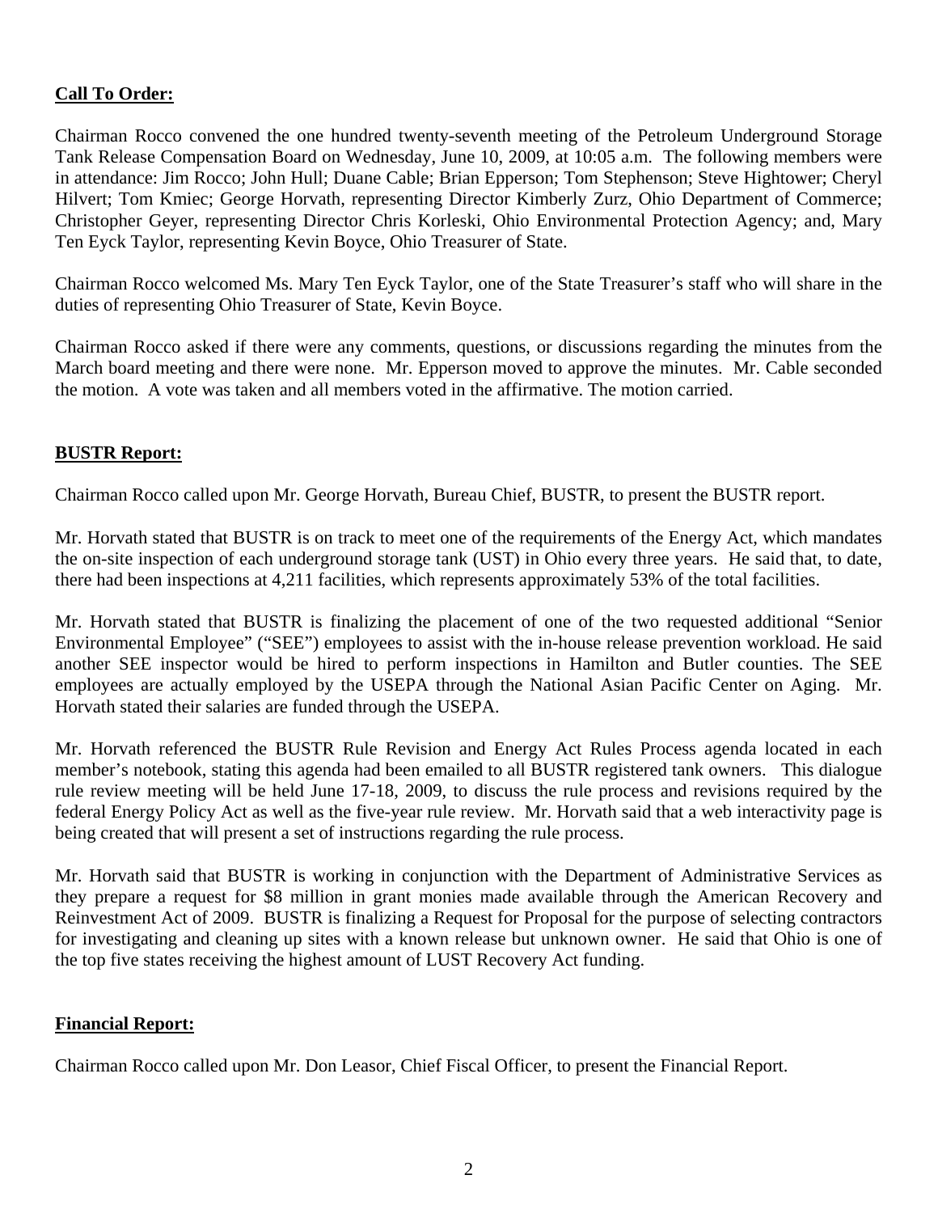**Call To Order:**

Chairman Rocco convened the one hundred twenty-seventh meeting of the Petroleum Underground Storage Tank Release Compensation Board on Wednesday, June 10, 2009, at 10:05 a.m. The following members were in attendance: Jim Rocco; John Hull; Duane Cable; Brian Epperson; Tom Stephenson; Steve Hightower; Cheryl Hilvert; Tom Kmiec; George Horvath, representing Director Kimberly Zurz, Ohio Department of Commerce; Christopher Geyer, representing Director Chris Korleski, Ohio Environmental Protection Agency; and, Mary Ten Eyck Taylor, representing Kevin Boyce, Ohio Treasurer of State.

Chairman Rocco welcomed Ms. Mary Ten Eyck Taylor, one of the State Treasurer's staff who will share in the duties of representing Ohio Treasurer of State, Kevin Boyce.

Chairman Rocco asked if there were any comments, questions, or discussions regarding the minutes from the March board meeting and there were none. Mr. Epperson moved to approve the minutes. Mr. Cable seconded the motion. A vote was taken and all members voted in the affirmative. The motion carried.

**BUSTR Report:**

Chairman Rocco called upon Mr. George Horvath, Bureau Chief, BUSTR, to present the BUSTR report.

Mr. Horvath stated that BUSTR is on track to meet one of the requirements of the Energy Act, which mandates the on-site inspection of each underground storage tank (UST) in Ohio every three years. He said that, to date, there had been inspections at 4,211 facilities, which represents approximately 53% of the total facilities.

Mr. Horvath stated that BUSTR is finalizing the placement of one of the two requested additional "Senior Environmental Employee" ("SEE") employees to assist with the in-house release prevention workload. He said another SEE inspector would be hired to perform inspections in Hamilton and Butler counties. The SEE employees are actually employed by the USEPA through the National Asian Pacific Center on Aging. Mr. Horvath stated their salaries are funded through the USEPA.

Mr. Horvath referenced the BUSTR Rule Revision and Energy Act Rules Process agenda located in each member's notebook, stating this agenda had been emailed to all BUSTR registered tank owners. This dialogue rule review meeting will be held June 17-18, 2009, to discuss the rule process and revisions required by the federal Energy Policy Act as well as the five-year rule review. Mr. Horvath said that a web interactivity page is being created that will present a set of instructions regarding the rule process.

Mr. Horvath said that BUSTR is working in conjunction with the Department of Administrative Services as they prepare a request for $8 million in grant monies made available through the American Recovery and Reinvestment Act of 2009. BUSTR is finalizing a Request for Proposal for the purpose of selecting contractors for investigating and cleaning up sites with a known release but unknown owner. He said that Ohio is one of the top five states receiving the highest amount of LUST Recovery Act funding.

**Financial Report:**

Chairman Rocco called upon Mr. Don Leasor, Chief Fiscal Officer, to present the Financial Report.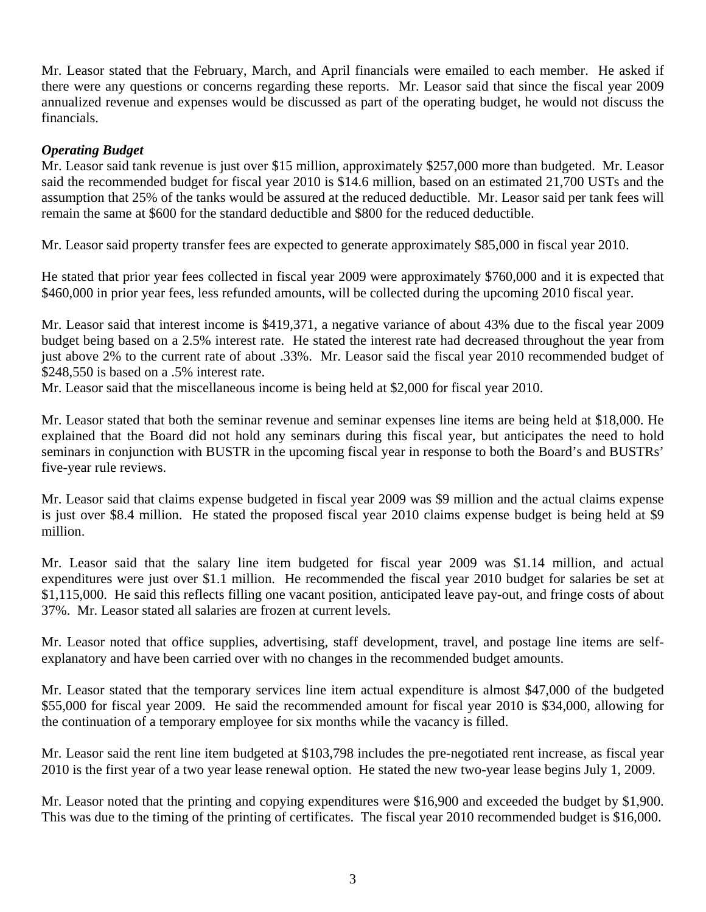Mr. Leasor stated that the February, March, and April financials were emailed to each member. He asked if there were any questions or concerns regarding these reports. Mr. Leasor said that since the fiscal year 2009 annualized revenue and expenses would be discussed as part of the operating budget, he would not discuss the financials.

***Operating Budget***

Mr. Leasor said tank revenue is just over $15 million, approximately $257,000 more than budgeted. Mr. Leasor said the recommended budget for fiscal year 2010 is $14.6 million, based on an estimated 21,700 USTs and the assumption that 25% of the tanks would be assured at the reduced deductible. Mr. Leasor said per tank fees will remain the same at $600 for the standard deductible and $800 for the reduced deductible.

Mr. Leasor said property transfer fees are expected to generate approximately $85,000 in fiscal year 2010.

He stated that prior year fees collected in fiscal year 2009 were approximately $760,000 and it is expected that $460,000 in prior year fees, less refunded amounts, will be collected during the upcoming 2010 fiscal year.

Mr. Leasor said that interest income is $419,371, a negative variance of about 43% due to the fiscal year 2009 budget being based on a 2.5% interest rate. He stated the interest rate had decreased throughout the year from just above 2% to the current rate of about .33%. Mr. Leasor said the fiscal year 2010 recommended budget of $248,550 is based on a .5% interest rate.

Mr. Leasor said that the miscellaneous income is being held at $2,000 for fiscal year 2010.

Mr. Leasor stated that both the seminar revenue and seminar expenses line items are being held at $18,000. He explained that the Board did not hold any seminars during this fiscal year, but anticipates the need to hold seminars in conjunction with BUSTR in the upcoming fiscal year in response to both the Board's and BUSTRs' five-year rule reviews.

Mr. Leasor said that claims expense budgeted in fiscal year 2009 was $9 million and the actual claims expense is just over $8.4 million. He stated the proposed fiscal year 2010 claims expense budget is being held at $9 million.

Mr. Leasor said that the salary line item budgeted for fiscal year 2009 was $1.14 million, and actual expenditures were just over $1.1 million. He recommended the fiscal year 2010 budget for salaries be set at $1,115,000. He said this reflects filling one vacant position, anticipated leave pay-out, and fringe costs of about 37%. Mr. Leasor stated all salaries are frozen at current levels.

Mr. Leasor noted that office supplies, advertising, staff development, travel, and postage line items are self-explanatory and have been carried over with no changes in the recommended budget amounts.

Mr. Leasor stated that the temporary services line item actual expenditure is almost $47,000 of the budgeted $55,000 for fiscal year 2009. He said the recommended amount for fiscal year 2010 is $34,000, allowing for the continuation of a temporary employee for six months while the vacancy is filled.

Mr. Leasor said the rent line item budgeted at $103,798 includes the pre-negotiated rent increase, as fiscal year 2010 is the first year of a two year lease renewal option. He stated the new two-year lease begins July 1, 2009.

Mr. Leasor noted that the printing and copying expenditures were $16,900 and exceeded the budget by $1,900. This was due to the timing of the printing of certificates. The fiscal year 2010 recommended budget is $16,000.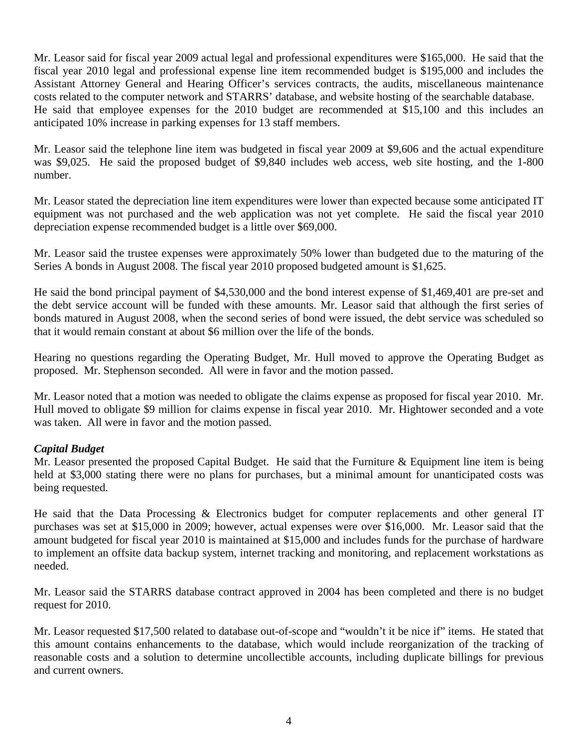Mr. Leasor said for fiscal year 2009 actual legal and professional expenditures were $165,000. He said that the fiscal year 2010 legal and professional expense line item recommended budget is $195,000 and includes the Assistant Attorney General and Hearing Officer's services contracts, the audits, miscellaneous maintenance costs related to the computer network and STARRS' database, and website hosting of the searchable database. He said that employee expenses for the 2010 budget are recommended at $15,100 and this includes an anticipated 10% increase in parking expenses for 13 staff members.

Mr. Leasor said the telephone line item was budgeted in fiscal year 2009 at $9,606 and the actual expenditure was $9,025. He said the proposed budget of $9,840 includes web access, web site hosting, and the 1-800 number.

Mr. Leasor stated the depreciation line item expenditures were lower than expected because some anticipated IT equipment was not purchased and the web application was not yet complete. He said the fiscal year 2010 depreciation expense recommended budget is a little over $69,000.

Mr. Leasor said the trustee expenses were approximately 50% lower than budgeted due to the maturing of the Series A bonds in August 2008. The fiscal year 2010 proposed budgeted amount is $1,625.

He said the bond principal payment of $4,530,000 and the bond interest expense of $1,469,401 are pre-set and the debt service account will be funded with these amounts. Mr. Leasor said that although the first series of bonds matured in August 2008, when the second series of bond were issued, the debt service was scheduled so that it would remain constant at about $6 million over the life of the bonds.

Hearing no questions regarding the Operating Budget, Mr. Hull moved to approve the Operating Budget as proposed. Mr. Stephenson seconded. All were in favor and the motion passed.

Mr. Leasor noted that a motion was needed to obligate the claims expense as proposed for fiscal year 2010. Mr. Hull moved to obligate $9 million for claims expense in fiscal year 2010. Mr. Hightower seconded and a vote was taken. All were in favor and the motion passed.

***Capital Budget***

Mr. Leasor presented the proposed Capital Budget. He said that the Furniture & Equipment line item is being held at $3,000 stating there were no plans for purchases, but a minimal amount for unanticipated costs was being requested.

He said that the Data Processing & Electronics budget for computer replacements and other general IT purchases was set at $15,000 in 2009; however, actual expenses were over $16,000. Mr. Leasor said that the amount budgeted for fiscal year 2010 is maintained at $15,000 and includes funds for the purchase of hardware to implement an offsite data backup system, internet tracking and monitoring, and replacement workstations as needed.

Mr. Leasor said the STARRS database contract approved in 2004 has been completed and there is no budget request for 2010.

Mr. Leasor requested $17,500 related to database out-of-scope and "wouldn't it be nice if" items. He stated that this amount contains enhancements to the database, which would include reorganization of the tracking of reasonable costs and a solution to determine uncollectible accounts, including duplicate billings for previous and current owners.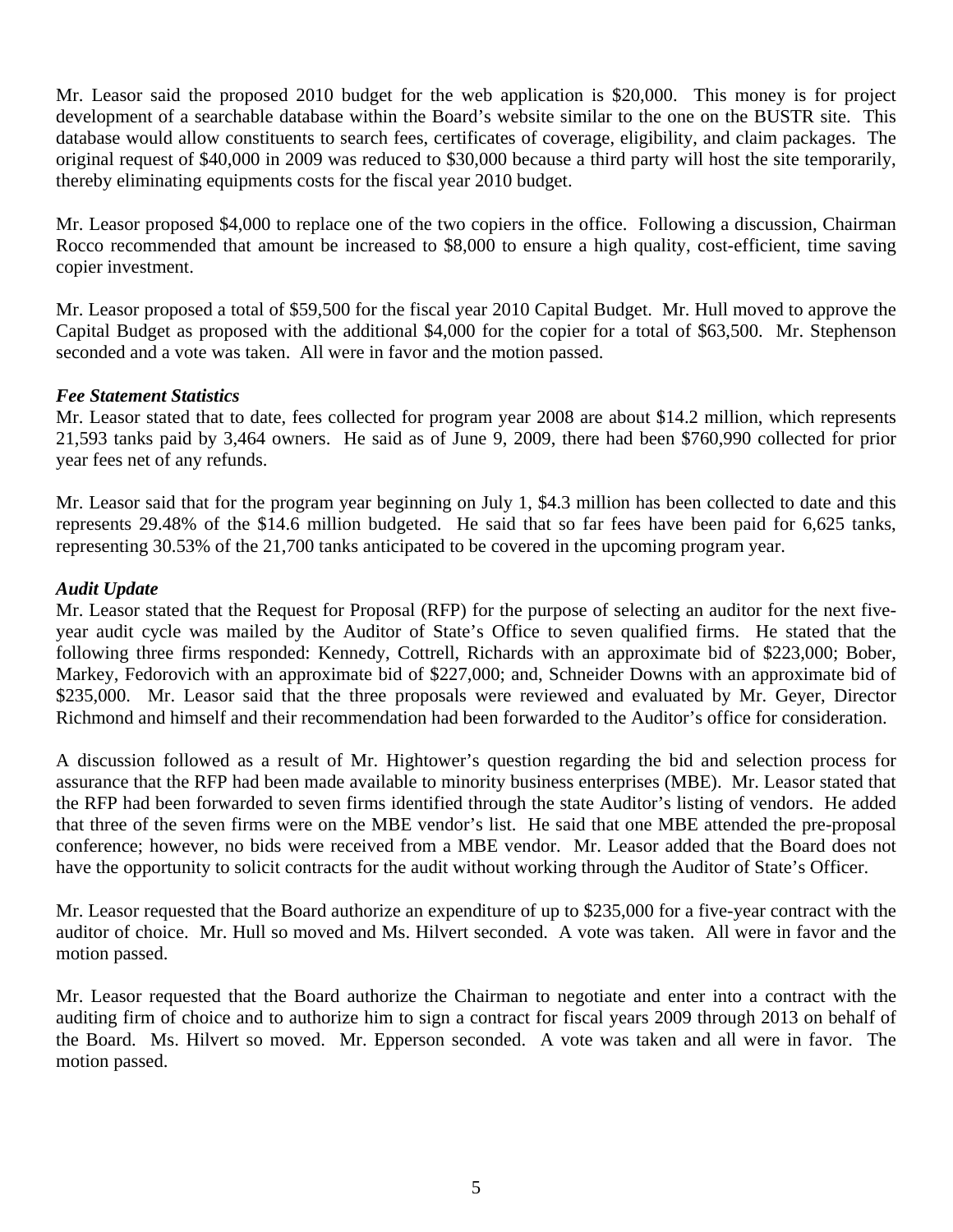Mr. Leasor said the proposed 2010 budget for the web application is $20,000. This money is for project development of a searchable database within the Board's website similar to the one on the BUSTR site. This database would allow constituents to search fees, certificates of coverage, eligibility, and claim packages. The original request of $40,000 in 2009 was reduced to $30,000 because a third party will host the site temporarily, thereby eliminating equipments costs for the fiscal year 2010 budget.

Mr. Leasor proposed $4,000 to replace one of the two copiers in the office. Following a discussion, Chairman Rocco recommended that amount be increased to $8,000 to ensure a high quality, cost-efficient, time saving copier investment.

Mr. Leasor proposed a total of $59,500 for the fiscal year 2010 Capital Budget. Mr. Hull moved to approve the Capital Budget as proposed with the additional $4,000 for the copier for a total of $63,500. Mr. Stephenson seconded and a vote was taken. All were in favor and the motion passed.

***Fee Statement Statistics***

Mr. Leasor stated that to date, fees collected for program year 2008 are about $14.2 million, which represents 21,593 tanks paid by 3,464 owners. He said as of June 9, 2009, there had been $760,990 collected for prior year fees net of any refunds.

Mr. Leasor said that for the program year beginning on July 1, $4.3 million has been collected to date and this represents 29.48% of the $14.6 million budgeted. He said that so far fees have been paid for 6,625 tanks, representing 30.53% of the 21,700 tanks anticipated to be covered in the upcoming program year.

***Audit Update***

Mr. Leasor stated that the Request for Proposal (RFP) for the purpose of selecting an auditor for the next five-year audit cycle was mailed by the Auditor of State's Office to seven qualified firms. He stated that the following three firms responded: Kennedy, Cottrell, Richards with an approximate bid of $223,000; Bober, Markey, Fedorovich with an approximate bid of $227,000; and, Schneider Downs with an approximate bid of $235,000. Mr. Leasor said that the three proposals were reviewed and evaluated by Mr. Geyer, Director Richmond and himself and their recommendation had been forwarded to the Auditor's office for consideration.

A discussion followed as a result of Mr. Hightower's question regarding the bid and selection process for assurance that the RFP had been made available to minority business enterprises (MBE). Mr. Leasor stated that the RFP had been forwarded to seven firms identified through the state Auditor's listing of vendors. He added that three of the seven firms were on the MBE vendor's list. He said that one MBE attended the pre-proposal conference; however, no bids were received from a MBE vendor. Mr. Leasor added that the Board does not have the opportunity to solicit contracts for the audit without working through the Auditor of State's Officer.

Mr. Leasor requested that the Board authorize an expenditure of up to $235,000 for a five-year contract with the auditor of choice. Mr. Hull so moved and Ms. Hilvert seconded. A vote was taken. All were in favor and the motion passed.

Mr. Leasor requested that the Board authorize the Chairman to negotiate and enter into a contract with the auditing firm of choice and to authorize him to sign a contract for fiscal years 2009 through 2013 on behalf of the Board. Ms. Hilvert so moved. Mr. Epperson seconded. A vote was taken and all were in favor. The motion passed.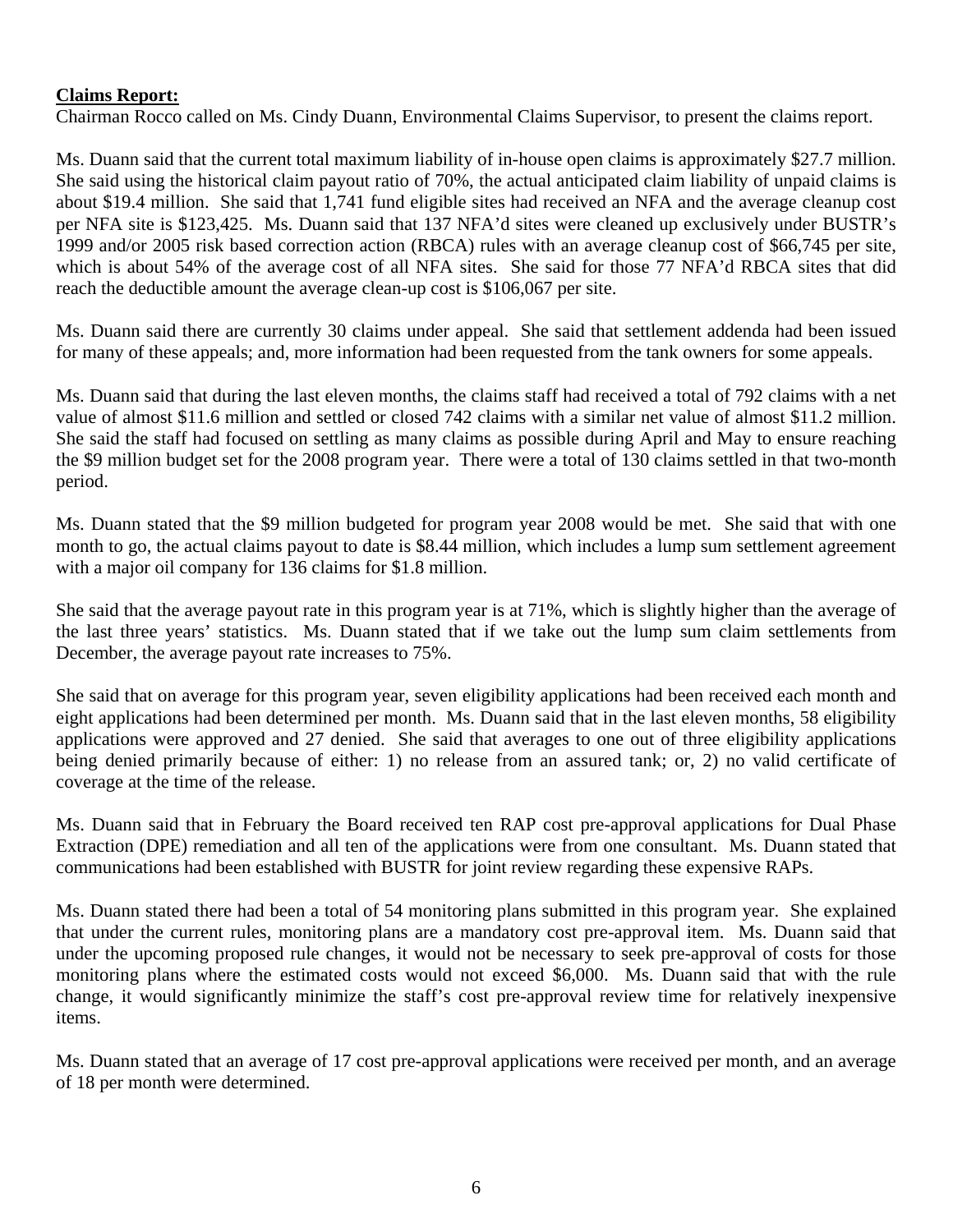**Claims Report:**

Chairman Rocco called on Ms. Cindy Duann, Environmental Claims Supervisor, to present the claims report.

Ms. Duann said that the current total maximum liability of in-house open claims is approximately $27.7 million. She said using the historical claim payout ratio of 70%, the actual anticipated claim liability of unpaid claims is about $19.4 million. She said that 1,741 fund eligible sites had received an NFA and the average cleanup cost per NFA site is $123,425. Ms. Duann said that 137 NFA'd sites were cleaned up exclusively under BUSTR's 1999 and/or 2005 risk based correction action (RBCA) rules with an average cleanup cost of $66,745 per site, which is about 54% of the average cost of all NFA sites. She said for those 77 NFA'd RBCA sites that did reach the deductible amount the average clean-up cost is $106,067 per site.

Ms. Duann said there are currently 30 claims under appeal. She said that settlement addenda had been issued for many of these appeals; and, more information had been requested from the tank owners for some appeals.

Ms. Duann said that during the last eleven months, the claims staff had received a total of 792 claims with a net value of almost $11.6 million and settled or closed 742 claims with a similar net value of almost $11.2 million. She said the staff had focused on settling as many claims as possible during April and May to ensure reaching the $9 million budget set for the 2008 program year. There were a total of 130 claims settled in that two-month period.

Ms. Duann stated that the $9 million budgeted for program year 2008 would be met. She said that with one month to go, the actual claims payout to date is $8.44 million, which includes a lump sum settlement agreement with a major oil company for 136 claims for $1.8 million.

She said that the average payout rate in this program year is at 71%, which is slightly higher than the average of the last three years' statistics. Ms. Duann stated that if we take out the lump sum claim settlements from December, the average payout rate increases to 75%.

She said that on average for this program year, seven eligibility applications had been received each month and eight applications had been determined per month. Ms. Duann said that in the last eleven months, 58 eligibility applications were approved and 27 denied. She said that averages to one out of three eligibility applications being denied primarily because of either: 1) no release from an assured tank; or, 2) no valid certificate of coverage at the time of the release.

Ms. Duann said that in February the Board received ten RAP cost pre-approval applications for Dual Phase Extraction (DPE) remediation and all ten of the applications were from one consultant. Ms. Duann stated that communications had been established with BUSTR for joint review regarding these expensive RAPs.

Ms. Duann stated there had been a total of 54 monitoring plans submitted in this program year. She explained that under the current rules, monitoring plans are a mandatory cost pre-approval item. Ms. Duann said that under the upcoming proposed rule changes, it would not be necessary to seek pre-approval of costs for those monitoring plans where the estimated costs would not exceed $6,000. Ms. Duann said that with the rule change, it would significantly minimize the staff's cost pre-approval review time for relatively inexpensive items.

Ms. Duann stated that an average of 17 cost pre-approval applications were received per month, and an average of 18 per month were determined.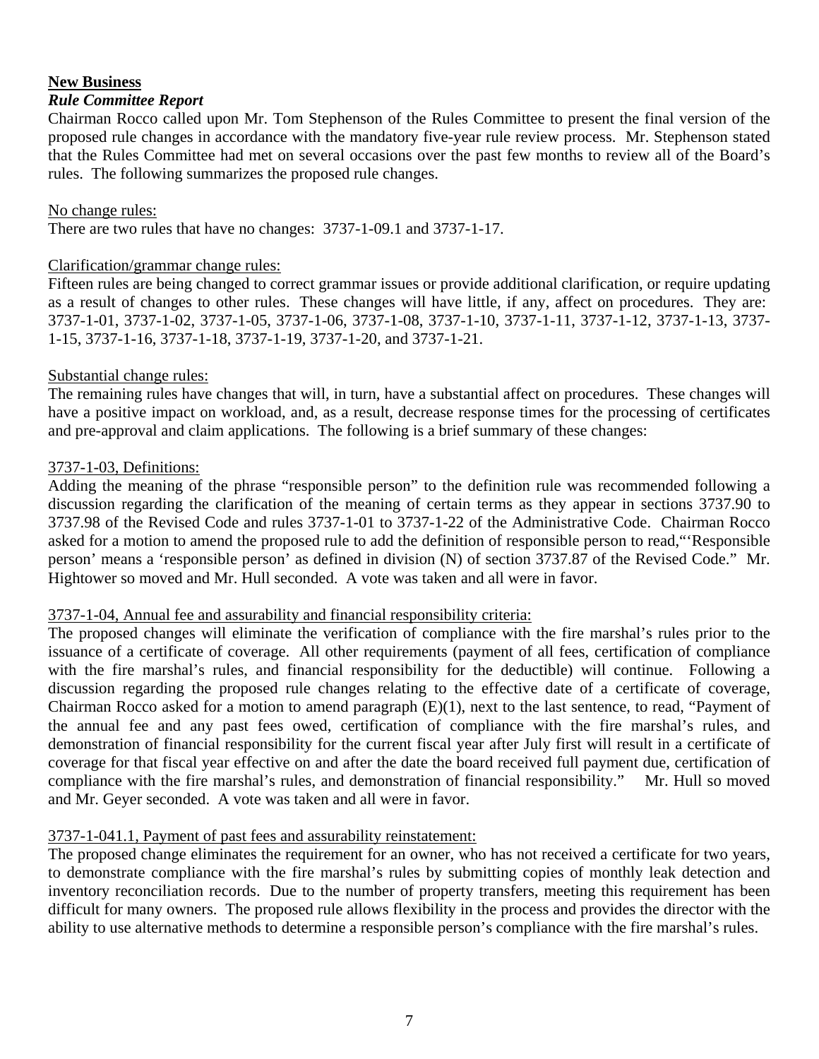**New Business**

***Rule Committee Report***

Chairman Rocco called upon Mr. Tom Stephenson of the Rules Committee to present the final version of the proposed rule changes in accordance with the mandatory five-year rule review process. Mr. Stephenson stated that the Rules Committee had met on several occasions over the past few months to review all of the Board's rules. The following summarizes the proposed rule changes.

<u>No change rules:</u>

There are two rules that have no changes: 3737-1-09.1 and 3737-1-17.

<u>Clarification/grammar change rules:</u>

Fifteen rules are being changed to correct grammar issues or provide additional clarification, or require updating as a result of changes to other rules. These changes will have little, if any, affect on procedures. They are: 3737-1-01, 3737-1-02, 3737-1-05, 3737-1-06, 3737-1-08, 3737-1-10, 3737-1-11, 3737-1-12, 3737-1-13, 3737-1-15, 3737-1-16, 3737-1-18, 3737-1-19, 3737-1-20, and 3737-1-21.

<u>Substantial change rules:</u>

The remaining rules have changes that will, in turn, have a substantial affect on procedures. These changes will have a positive impact on workload, and, as a result, decrease response times for the processing of certificates and pre-approval and claim applications. The following is a brief summary of these changes:

<u>3737-1-03, Definitions:</u>

Adding the meaning of the phrase "responsible person" to the definition rule was recommended following a discussion regarding the clarification of the meaning of certain terms as they appear in sections 3737.90 to 3737.98 of the Revised Code and rules 3737-1-01 to 3737-1-22 of the Administrative Code. Chairman Rocco asked for a motion to amend the proposed rule to add the definition of responsible person to read,"'Responsible person' means a 'responsible person' as defined in division (N) of section 3737.87 of the Revised Code." Mr. Hightower so moved and Mr. Hull seconded. A vote was taken and all were in favor.

<u>3737-1-04, Annual fee and assurability and financial responsibility criteria:</u>

The proposed changes will eliminate the verification of compliance with the fire marshal's rules prior to the issuance of a certificate of coverage. All other requirements (payment of all fees, certification of compliance with the fire marshal's rules, and financial responsibility for the deductible) will continue. Following a discussion regarding the proposed rule changes relating to the effective date of a certificate of coverage, Chairman Rocco asked for a motion to amend paragraph (E)(1), next to the last sentence, to read, "Payment of the annual fee and any past fees owed, certification of compliance with the fire marshal's rules, and demonstration of financial responsibility for the current fiscal year after July first will result in a certificate of coverage for that fiscal year effective on and after the date the board received full payment due, certification of compliance with the fire marshal's rules, and demonstration of financial responsibility." Mr. Hull so moved and Mr. Geyer seconded. A vote was taken and all were in favor.

<u>3737-1-041.1, Payment of past fees and assurability reinstatement:</u>

The proposed change eliminates the requirement for an owner, who has not received a certificate for two years, to demonstrate compliance with the fire marshal's rules by submitting copies of monthly leak detection and inventory reconciliation records. Due to the number of property transfers, meeting this requirement has been difficult for many owners. The proposed rule allows flexibility in the process and provides the director with the ability to use alternative methods to determine a responsible person's compliance with the fire marshal's rules.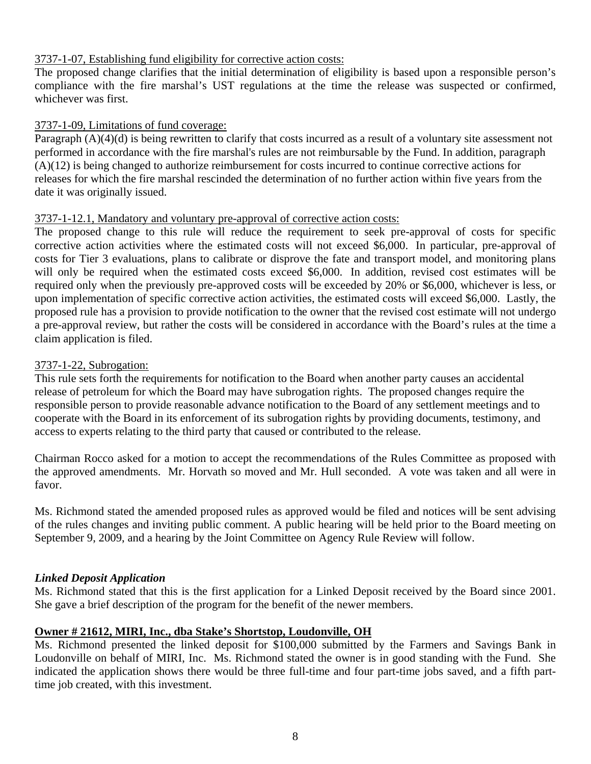3737-1-07, Establishing fund eligibility for corrective action costs:
The proposed change clarifies that the initial determination of eligibility is based upon a responsible person's compliance with the fire marshal's UST regulations at the time the release was suspected or confirmed, whichever was first.

3737-1-09, Limitations of fund coverage:
Paragraph (A)(4)(d) is being rewritten to clarify that costs incurred as a result of a voluntary site assessment not performed in accordance with the fire marshal's rules are not reimbursable by the Fund. In addition, paragraph (A)(12) is being changed to authorize reimbursement for costs incurred to continue corrective actions for releases for which the fire marshal rescinded the determination of no further action within five years from the date it was originally issued.

3737-1-12.1, Mandatory and voluntary pre-approval of corrective action costs:
The proposed change to this rule will reduce the requirement to seek pre-approval of costs for specific corrective action activities where the estimated costs will not exceed $6,000. In particular, pre-approval of costs for Tier 3 evaluations, plans to calibrate or disprove the fate and transport model, and monitoring plans will only be required when the estimated costs exceed $6,000. In addition, revised cost estimates will be required only when the previously pre-approved costs will be exceeded by 20% or $6,000, whichever is less, or upon implementation of specific corrective action activities, the estimated costs will exceed $6,000. Lastly, the proposed rule has a provision to provide notification to the owner that the revised cost estimate will not undergo a pre-approval review, but rather the costs will be considered in accordance with the Board's rules at the time a claim application is filed.

3737-1-22, Subrogation:
This rule sets forth the requirements for notification to the Board when another party causes an accidental release of petroleum for which the Board may have subrogation rights. The proposed changes require the responsible person to provide reasonable advance notification to the Board of any settlement meetings and to cooperate with the Board in its enforcement of its subrogation rights by providing documents, testimony, and access to experts relating to the third party that caused or contributed to the release.

Chairman Rocco asked for a motion to accept the recommendations of the Rules Committee as proposed with the approved amendments. Mr. Horvath so moved and Mr. Hull seconded. A vote was taken and all were in favor.

Ms. Richmond stated the amended proposed rules as approved would be filed and notices will be sent advising of the rules changes and inviting public comment. A public hearing will be held prior to the Board meeting on September 9, 2009, and a hearing by the Joint Committee on Agency Rule Review will follow.

### *Linked Deposit Application*

Ms. Richmond stated that this is the first application for a Linked Deposit received by the Board since 2001. She gave a brief description of the program for the benefit of the newer members.

**Owner # 21612, MIRI, Inc., dba Stake's Shortstop, Loudonville, OH**

Ms. Richmond presented the linked deposit for $100,000 submitted by the Farmers and Savings Bank in Loudonville on behalf of MIRI, Inc. Ms. Richmond stated the owner is in good standing with the Fund. She indicated the application shows there would be three full-time and four part-time jobs saved, and a fifth part-time job created, with this investment.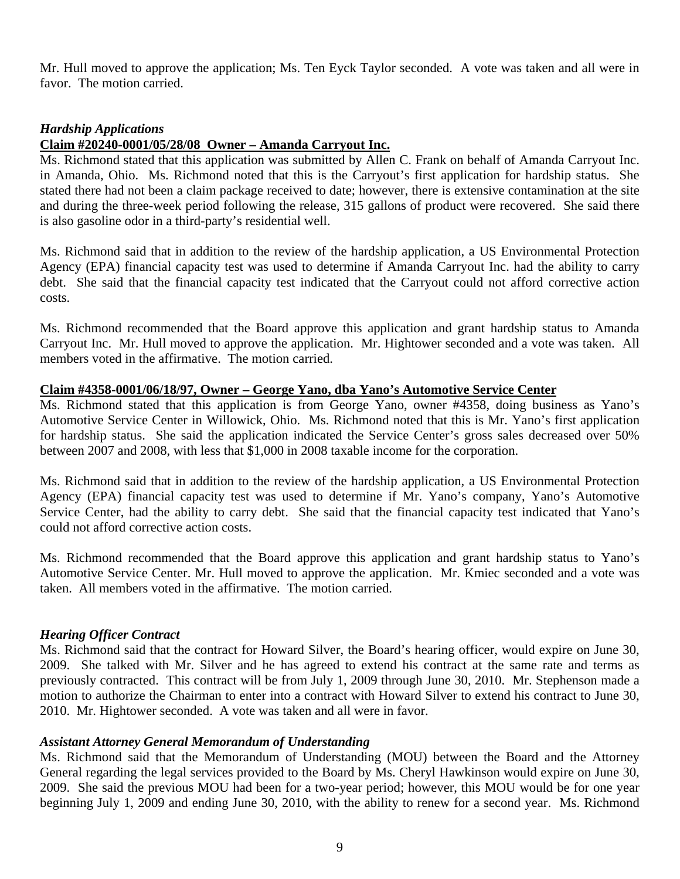Mr. Hull moved to approve the application; Ms. Ten Eyck Taylor seconded. A vote was taken and all were in favor. The motion carried.

### *Hardship Applications*

**Claim #20240-0001/05/28/08 Owner – Amanda Carryout Inc.**

Ms. Richmond stated that this application was submitted by Allen C. Frank on behalf of Amanda Carryout Inc. in Amanda, Ohio. Ms. Richmond noted that this is the Carryout's first application for hardship status. She stated there had not been a claim package received to date; however, there is extensive contamination at the site and during the three-week period following the release, 315 gallons of product were recovered. She said there is also gasoline odor in a third-party's residential well.

Ms. Richmond said that in addition to the review of the hardship application, a US Environmental Protection Agency (EPA) financial capacity test was used to determine if Amanda Carryout Inc. had the ability to carry debt. She said that the financial capacity test indicated that the Carryout could not afford corrective action costs.

Ms. Richmond recommended that the Board approve this application and grant hardship status to Amanda Carryout Inc. Mr. Hull moved to approve the application. Mr. Hightower seconded and a vote was taken. All members voted in the affirmative. The motion carried.

**Claim #4358-0001/06/18/97, Owner – George Yano, dba Yano's Automotive Service Center**

Ms. Richmond stated that this application is from George Yano, owner #4358, doing business as Yano's Automotive Service Center in Willowick, Ohio. Ms. Richmond noted that this is Mr. Yano's first application for hardship status. She said the application indicated the Service Center's gross sales decreased over 50% between 2007 and 2008, with less that $1,000 in 2008 taxable income for the corporation.

Ms. Richmond said that in addition to the review of the hardship application, a US Environmental Protection Agency (EPA) financial capacity test was used to determine if Mr. Yano's company, Yano's Automotive Service Center, had the ability to carry debt. She said that the financial capacity test indicated that Yano's could not afford corrective action costs.

Ms. Richmond recommended that the Board approve this application and grant hardship status to Yano's Automotive Service Center. Mr. Hull moved to approve the application. Mr. Kmiec seconded and a vote was taken. All members voted in the affirmative. The motion carried.

### *Hearing Officer Contract*

Ms. Richmond said that the contract for Howard Silver, the Board's hearing officer, would expire on June 30, 2009. She talked with Mr. Silver and he has agreed to extend his contract at the same rate and terms as previously contracted. This contract will be from July 1, 2009 through June 30, 2010. Mr. Stephenson made a motion to authorize the Chairman to enter into a contract with Howard Silver to extend his contract to June 30, 2010. Mr. Hightower seconded. A vote was taken and all were in favor.

### *Assistant Attorney General Memorandum of Understanding*

Ms. Richmond said that the Memorandum of Understanding (MOU) between the Board and the Attorney General regarding the legal services provided to the Board by Ms. Cheryl Hawkinson would expire on June 30, 2009. She said the previous MOU had been for a two-year period; however, this MOU would be for one year beginning July 1, 2009 and ending June 30, 2010, with the ability to renew for a second year. Ms. Richmond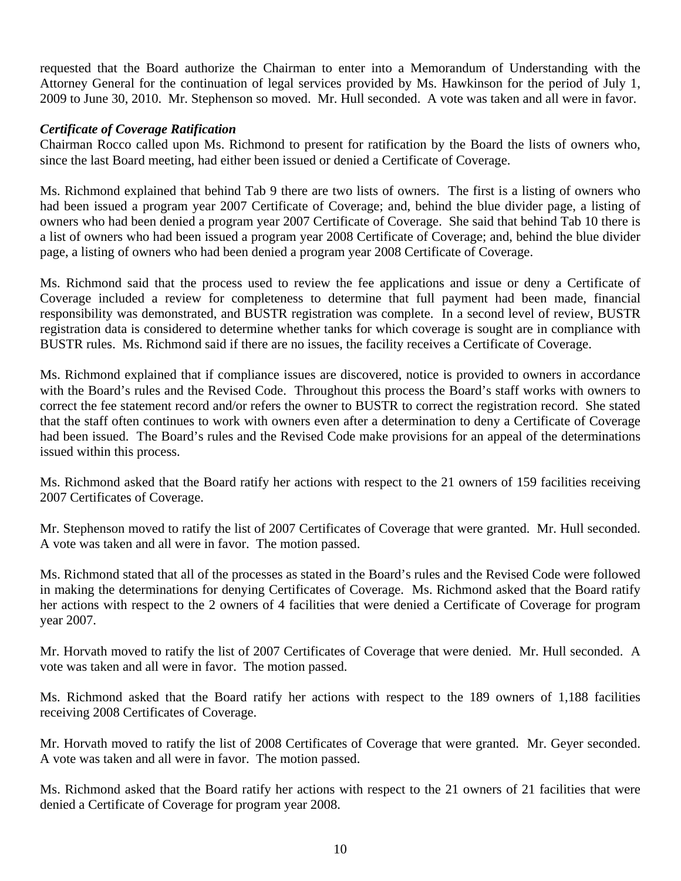requested that the Board authorize the Chairman to enter into a Memorandum of Understanding with the Attorney General for the continuation of legal services provided by Ms. Hawkinson for the period of July 1, 2009 to June 30, 2010. Mr. Stephenson so moved. Mr. Hull seconded. A vote was taken and all were in favor.

***Certificate of Coverage Ratification***

Chairman Rocco called upon Ms. Richmond to present for ratification by the Board the lists of owners who, since the last Board meeting, had either been issued or denied a Certificate of Coverage.

Ms. Richmond explained that behind Tab 9 there are two lists of owners. The first is a listing of owners who had been issued a program year 2007 Certificate of Coverage; and, behind the blue divider page, a listing of owners who had been denied a program year 2007 Certificate of Coverage. She said that behind Tab 10 there is a list of owners who had been issued a program year 2008 Certificate of Coverage; and, behind the blue divider page, a listing of owners who had been denied a program year 2008 Certificate of Coverage.

Ms. Richmond said that the process used to review the fee applications and issue or deny a Certificate of Coverage included a review for completeness to determine that full payment had been made, financial responsibility was demonstrated, and BUSTR registration was complete. In a second level of review, BUSTR registration data is considered to determine whether tanks for which coverage is sought are in compliance with BUSTR rules. Ms. Richmond said if there are no issues, the facility receives a Certificate of Coverage.

Ms. Richmond explained that if compliance issues are discovered, notice is provided to owners in accordance with the Board's rules and the Revised Code. Throughout this process the Board's staff works with owners to correct the fee statement record and/or refers the owner to BUSTR to correct the registration record. She stated that the staff often continues to work with owners even after a determination to deny a Certificate of Coverage had been issued. The Board's rules and the Revised Code make provisions for an appeal of the determinations issued within this process.

Ms. Richmond asked that the Board ratify her actions with respect to the 21 owners of 159 facilities receiving 2007 Certificates of Coverage.

Mr. Stephenson moved to ratify the list of 2007 Certificates of Coverage that were granted. Mr. Hull seconded. A vote was taken and all were in favor. The motion passed.

Ms. Richmond stated that all of the processes as stated in the Board's rules and the Revised Code were followed in making the determinations for denying Certificates of Coverage. Ms. Richmond asked that the Board ratify her actions with respect to the 2 owners of 4 facilities that were denied a Certificate of Coverage for program year 2007.

Mr. Horvath moved to ratify the list of 2007 Certificates of Coverage that were denied. Mr. Hull seconded. A vote was taken and all were in favor. The motion passed.

Ms. Richmond asked that the Board ratify her actions with respect to the 189 owners of 1,188 facilities receiving 2008 Certificates of Coverage.

Mr. Horvath moved to ratify the list of 2008 Certificates of Coverage that were granted. Mr. Geyer seconded. A vote was taken and all were in favor. The motion passed.

Ms. Richmond asked that the Board ratify her actions with respect to the 21 owners of 21 facilities that were denied a Certificate of Coverage for program year 2008.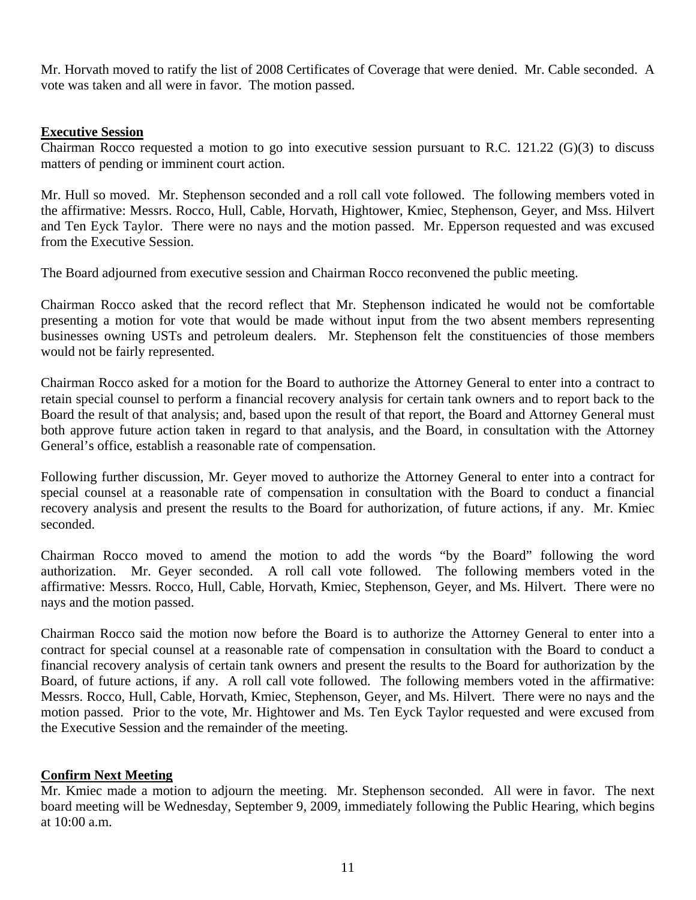Mr. Horvath moved to ratify the list of 2008 Certificates of Coverage that were denied. Mr. Cable seconded. A vote was taken and all were in favor. The motion passed.

**Executive Session**

Chairman Rocco requested a motion to go into executive session pursuant to R.C. 121.22 (G)(3) to discuss matters of pending or imminent court action.

Mr. Hull so moved. Mr. Stephenson seconded and a roll call vote followed. The following members voted in the affirmative: Messrs. Rocco, Hull, Cable, Horvath, Hightower, Kmiec, Stephenson, Geyer, and Mss. Hilvert and Ten Eyck Taylor. There were no nays and the motion passed. Mr. Epperson requested and was excused from the Executive Session.

The Board adjourned from executive session and Chairman Rocco reconvened the public meeting.

Chairman Rocco asked that the record reflect that Mr. Stephenson indicated he would not be comfortable presenting a motion for vote that would be made without input from the two absent members representing businesses owning USTs and petroleum dealers. Mr. Stephenson felt the constituencies of those members would not be fairly represented.

Chairman Rocco asked for a motion for the Board to authorize the Attorney General to enter into a contract to retain special counsel to perform a financial recovery analysis for certain tank owners and to report back to the Board the result of that analysis; and, based upon the result of that report, the Board and Attorney General must both approve future action taken in regard to that analysis, and the Board, in consultation with the Attorney General's office, establish a reasonable rate of compensation.

Following further discussion, Mr. Geyer moved to authorize the Attorney General to enter into a contract for special counsel at a reasonable rate of compensation in consultation with the Board to conduct a financial recovery analysis and present the results to the Board for authorization, of future actions, if any. Mr. Kmiec seconded.

Chairman Rocco moved to amend the motion to add the words "by the Board" following the word authorization. Mr. Geyer seconded. A roll call vote followed. The following members voted in the affirmative: Messrs. Rocco, Hull, Cable, Horvath, Kmiec, Stephenson, Geyer, and Ms. Hilvert. There were no nays and the motion passed.

Chairman Rocco said the motion now before the Board is to authorize the Attorney General to enter into a contract for special counsel at a reasonable rate of compensation in consultation with the Board to conduct a financial recovery analysis of certain tank owners and present the results to the Board for authorization by the Board, of future actions, if any. A roll call vote followed. The following members voted in the affirmative: Messrs. Rocco, Hull, Cable, Horvath, Kmiec, Stephenson, Geyer, and Ms. Hilvert. There were no nays and the motion passed. Prior to the vote, Mr. Hightower and Ms. Ten Eyck Taylor requested and were excused from the Executive Session and the remainder of the meeting.

**Confirm Next Meeting**

Mr. Kmiec made a motion to adjourn the meeting. Mr. Stephenson seconded. All were in favor. The next board meeting will be Wednesday, September 9, 2009, immediately following the Public Hearing, which begins at 10:00 a.m.